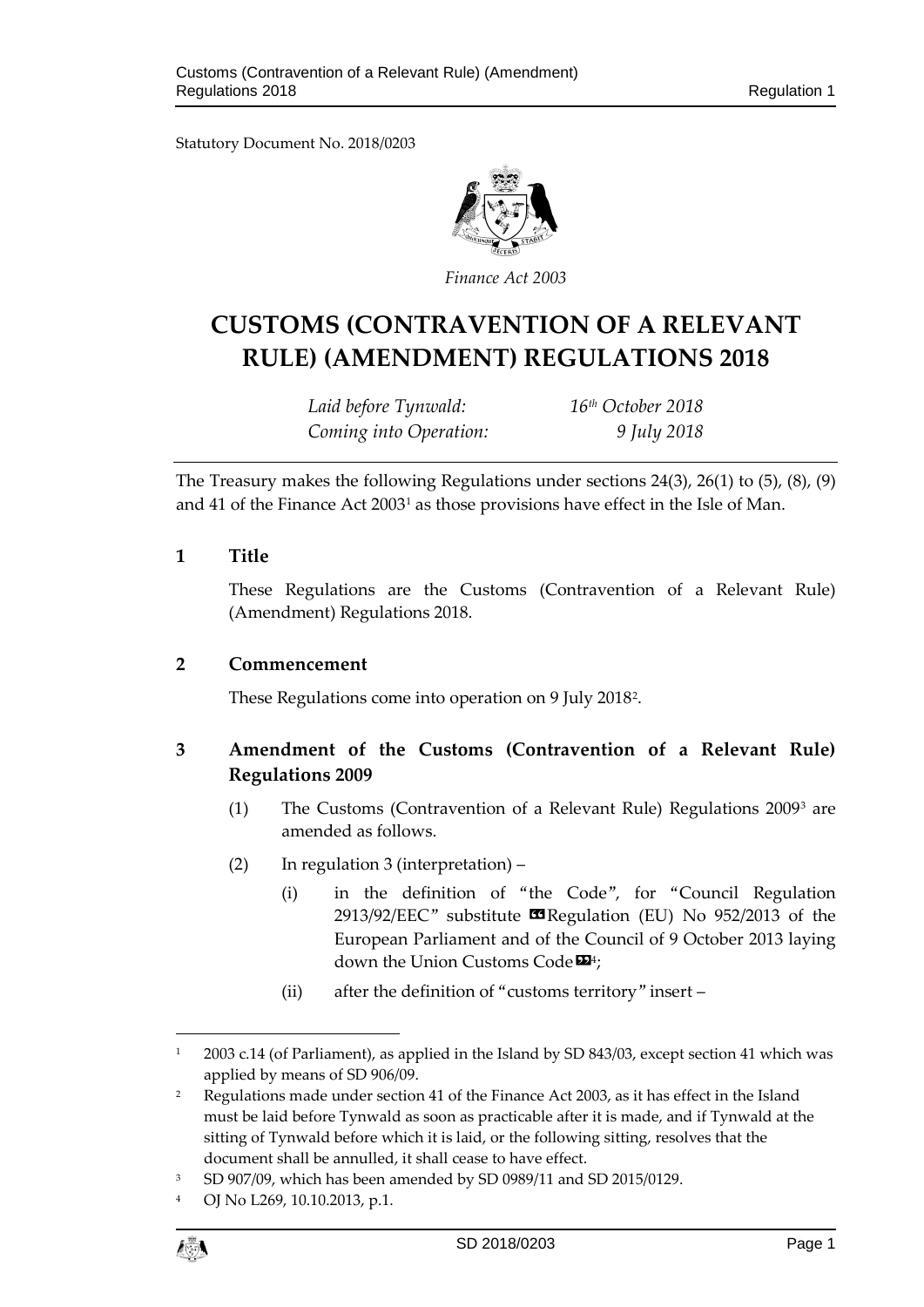Statutory Document No. 2018/0203

*Finance Act 2003*

# CUSTOMS (CONTRAVENTION OF A RELEVANT RULE) (AMENDMENT) REGULATIONS 2018

*Laid before Tynwald:* *16th October 2018*
*Coming into Operation:* *9 July 2018*

The Treasury makes the following Regulations under sections 24(3), 26(1) to (5), (8), (9) and 41 of the Finance Act 2003[1] as those provisions have effect in the Isle of Man.

## 1 Title

These Regulations are the Customs (Contravention of a Relevant Rule) (Amendment) Regulations 2018.

## 2 Commencement

These Regulations come into operation on 9 July 2018[2].

## 3 Amendment of the Customs (Contravention of a Relevant Rule) Regulations 2009

(1) The Customs (Contravention of a Relevant Rule) Regulations 2009[3] are amended as follows.

(2) In regulation 3 (interpretation) –

(i) in the definition of "the Code", for "Council Regulation 2913/92/EEC" substitute «Regulation (EU) No 952/2013 of the European Parliament and of the Council of 9 October 2013 laying down the Union Customs Code»[4];

(ii) after the definition of "customs territory" insert –

---

[1] 2003 c.14 (of Parliament), as applied in the Island by SD 843/03, except section 41 which was applied by means of SD 906/09.

[2] Regulations made under section 41 of the Finance Act 2003, as it has effect in the Island must be laid before Tynwald as soon as practicable after it is made, and if Tynwald at the sitting of Tynwald before which it is laid, or the following sitting, resolves that the document shall be annulled, it shall cease to have effect.

[3] SD 907/09, which has been amended by SD 0989/11 and SD 2015/0129.

[4] OJ No L269, 10.10.2013, p.1.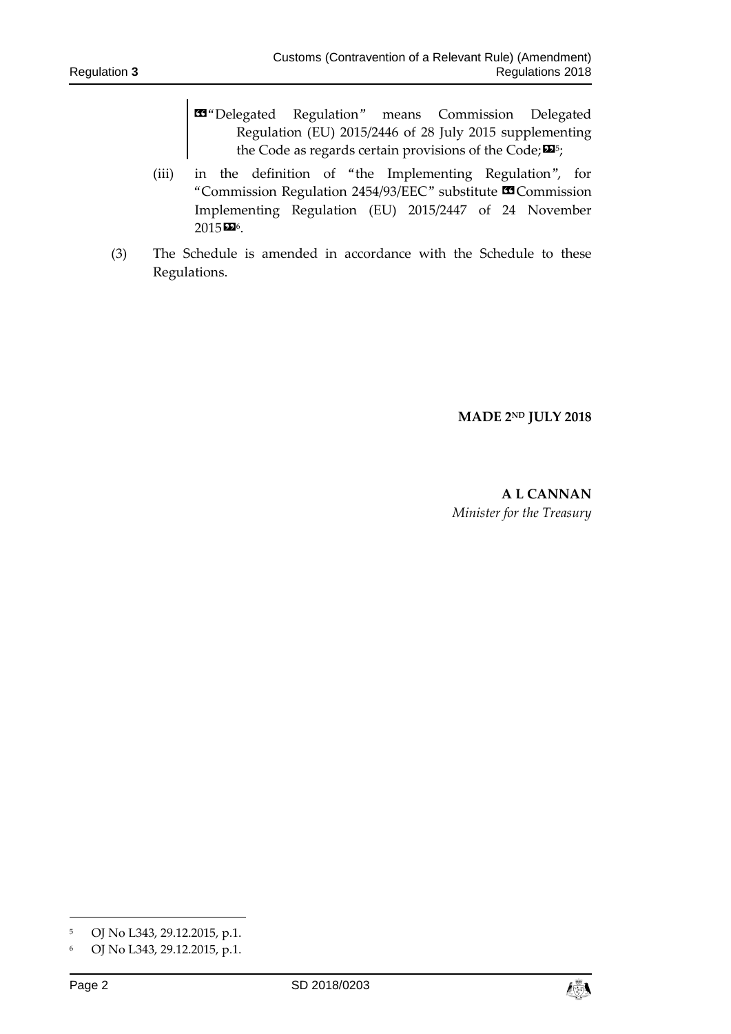«"Delegated Regulation" means Commission Delegated Regulation (EU) 2015/2446 of 28 July 2015 supplementing the Code as regards certain provisions of the Code;»[5];

(iii) in the definition of "the Implementing Regulation", for "Commission Regulation 2454/93/EEC" substitute «Commission Implementing Regulation (EU) 2015/2447 of 24 November 2015»[6].

(3) The Schedule is amended in accordance with the Schedule to these Regulations.

**MADE 2ND JULY 2018**

**A L CANNAN**
*Minister for the Treasury*

---

[5] OJ No L343, 29.12.2015, p.1.

[6] OJ No L343, 29.12.2015, p.1.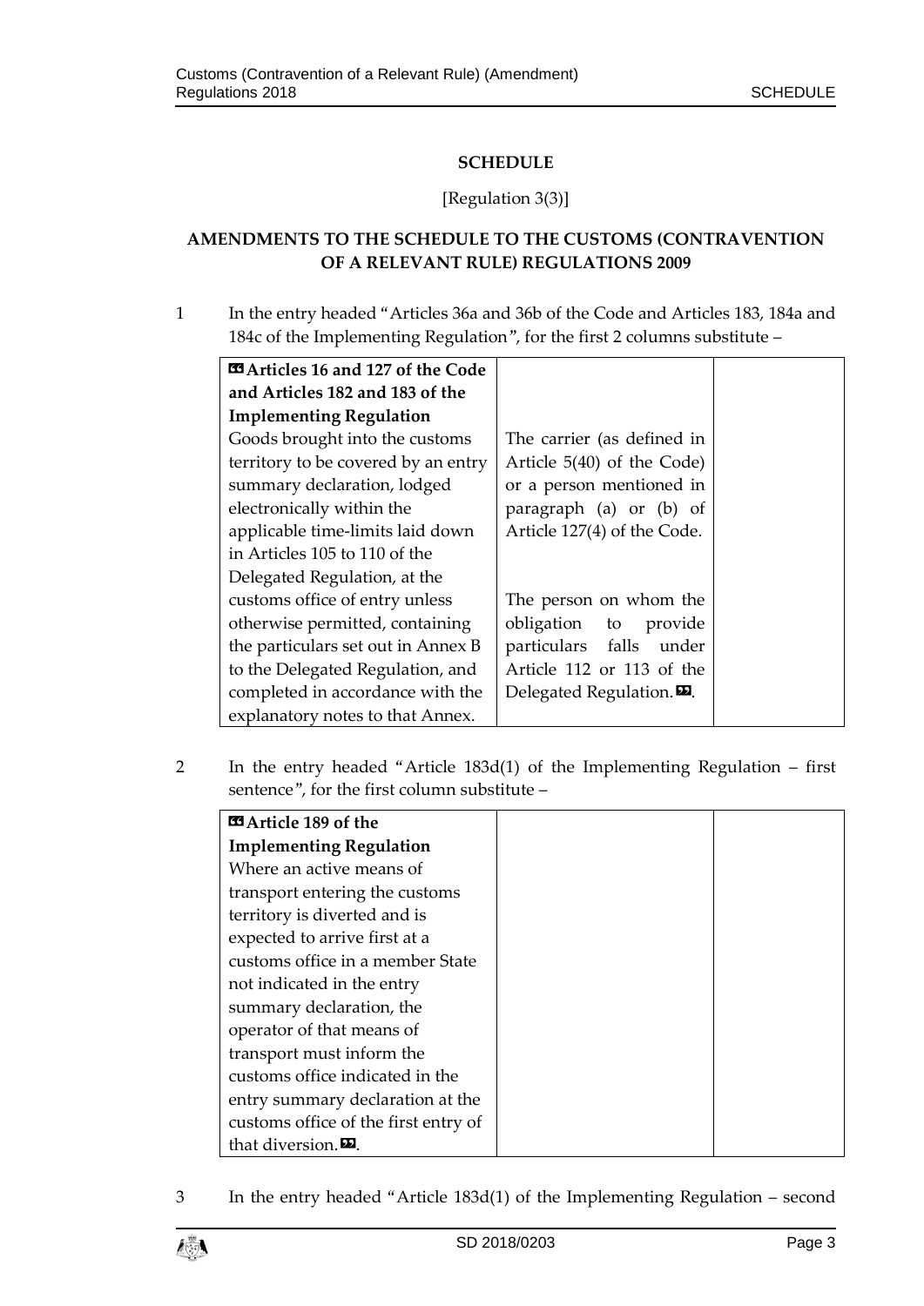**SCHEDULE**

[Regulation 3(3)]

**AMENDMENTS TO THE SCHEDULE TO THE CUSTOMS (CONTRAVENTION OF A RELEVANT RULE) REGULATIONS 2009**

1 In the entry headed "Articles 36a and 36b of the Code and Articles 183, 184a and 184c of the Implementing Regulation", for the first 2 columns substitute –

| «**Articles 16 and 127 of the Code and Articles 182 and 183 of the Implementing Regulation** | | |
|---|---|---|
| Goods brought into the customs territory to be covered by an entry summary declaration, lodged electronically within the applicable time-limits laid down in Articles 105 to 110 of the Delegated Regulation, at the customs office of entry unless otherwise permitted, containing the particulars set out in Annex B to the Delegated Regulation, and completed in accordance with the explanatory notes to that Annex. | The carrier (as defined in Article 5(40) of the Code) or a person mentioned in paragraph (a) or (b) of Article 127(4) of the Code.<br><br>The person on whom the obligation to provide particulars falls under Article 112 or 113 of the Delegated Regulation.». | |

2 In the entry headed "Article 183d(1) of the Implementing Regulation – first sentence", for the first column substitute –

| «**Article 189 of the Implementing Regulation** | | |
|---|---|---|
| Where an active means of transport entering the customs territory is diverted and is expected to arrive first at a customs office in a member State not indicated in the entry summary declaration, the operator of that means of transport must inform the customs office indicated in the entry summary declaration at the customs office of the first entry of that diversion.». | | |

3 In the entry headed "Article 183d(1) of the Implementing Regulation – second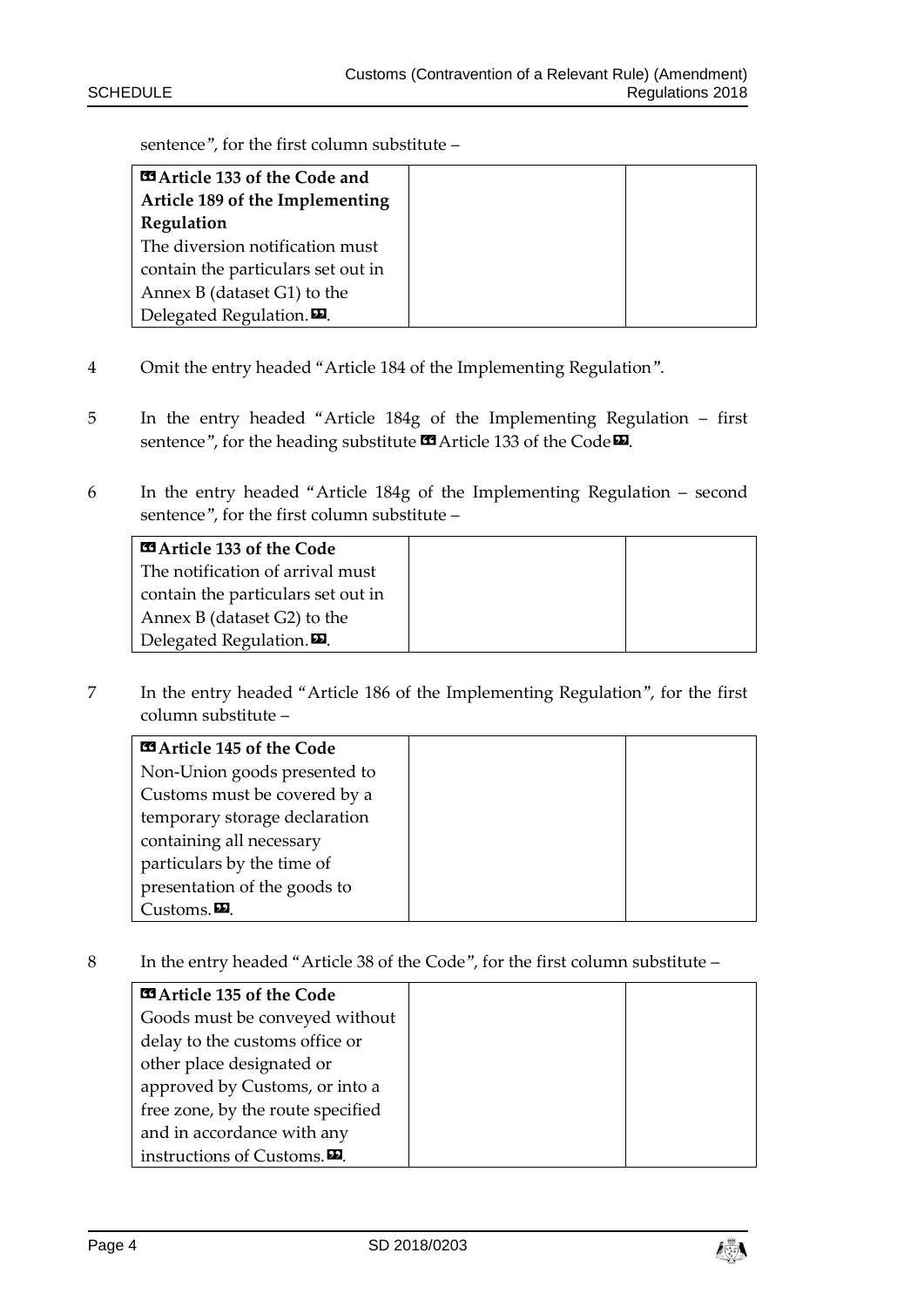sentence”, for the first column substitute –

| **«Article 133 of the Code and Article 189 of the Implementing Regulation**<br>The diversion notification must contain the particulars set out in Annex B (dataset G1) to the Delegated Regulation.». | | |
|---|---|---|

4 Omit the entry headed “Article 184 of the Implementing Regulation”.

5 In the entry headed “Article 184g of the Implementing Regulation – first sentence”, for the heading substitute «Article 133 of the Code».

6 In the entry headed “Article 184g of the Implementing Regulation – second sentence”, for the first column substitute –

| **«Article 133 of the Code**<br>The notification of arrival must contain the particulars set out in Annex B (dataset G2) to the Delegated Regulation.». | | |
|---|---|---|

7 In the entry headed “Article 186 of the Implementing Regulation”, for the first column substitute –

| **«Article 145 of the Code**<br>Non-Union goods presented to Customs must be covered by a temporary storage declaration containing all necessary particulars by the time of presentation of the goods to Customs.». | | |
|---|---|---|

8 In the entry headed “Article 38 of the Code”, for the first column substitute –

| **«Article 135 of the Code**<br>Goods must be conveyed without delay to the customs office or other place designated or approved by Customs, or into a free zone, by the route specified and in accordance with any instructions of Customs.». | | |
|---|---|---|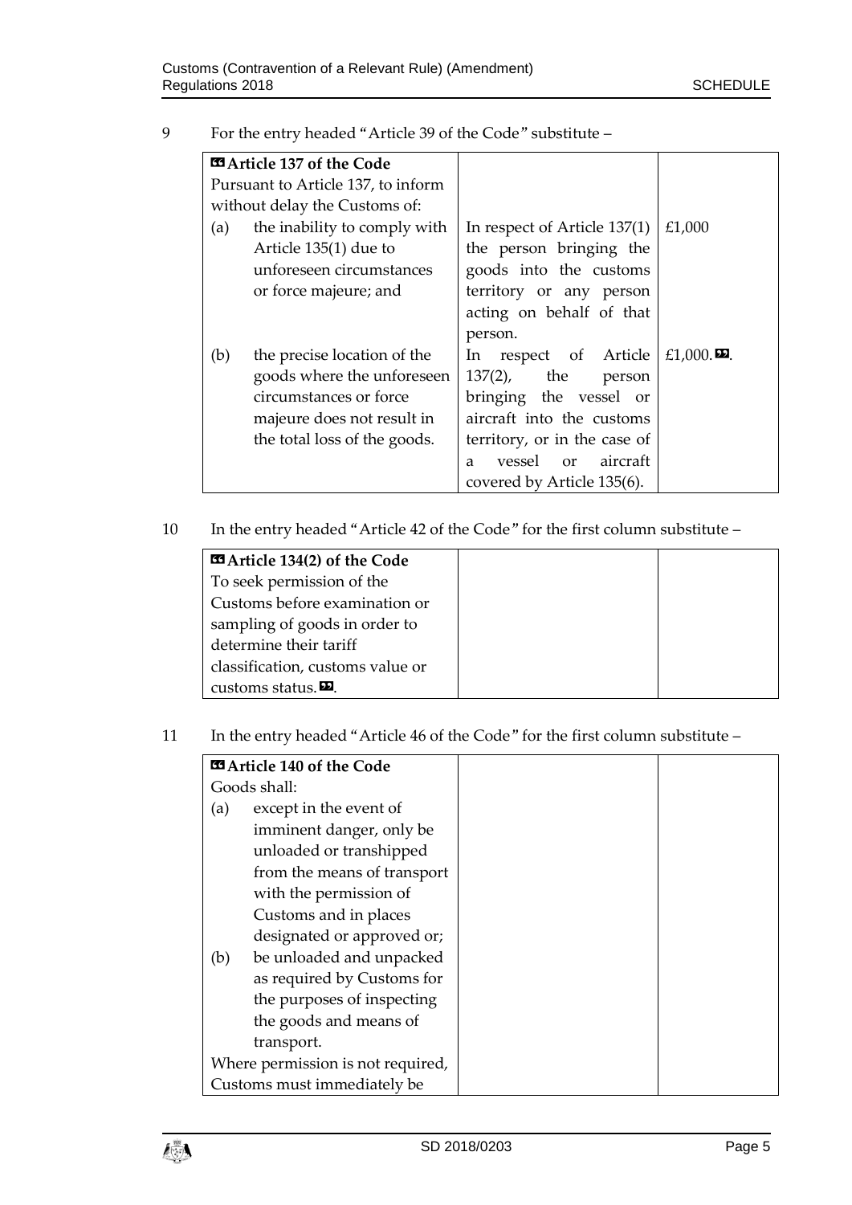9 For the entry headed "Article 39 of the Code" substitute –

| «**Article 137 of the Code**<br>Pursuant to Article 137, to inform without delay the Customs of:<br>(a) the inability to comply with Article 135(1) due to unforeseen circumstances or force majeure; and | In respect of Article 137(1) the person bringing the goods into the customs territory or any person acting on behalf of that person. | £1,000 |
|---|---|---|
| (b) the precise location of the goods where the unforeseen circumstances or force majeure does not result in the total loss of the goods. | In respect of Article 137(2), the person bringing the vessel or aircraft into the customs territory, or in the case of a vessel or aircraft covered by Article 135(6). | £1,000.». |

10 In the entry headed "Article 42 of the Code" for the first column substitute –

| «**Article 134(2) of the Code**<br>To seek permission of the Customs before examination or sampling of goods in order to determine their tariff classification, customs value or customs status.». | | |
|---|---|---|

11 In the entry headed "Article 46 of the Code" for the first column substitute –

| «**Article 140 of the Code**<br>Goods shall:<br>(a) except in the event of imminent danger, only be unloaded or transhipped from the means of transport with the permission of Customs and in places designated or approved or;<br>(b) be unloaded and unpacked as required by Customs for the purposes of inspecting the goods and means of transport.<br>Where permission is not required, Customs must immediately be | | |
|---|---|---|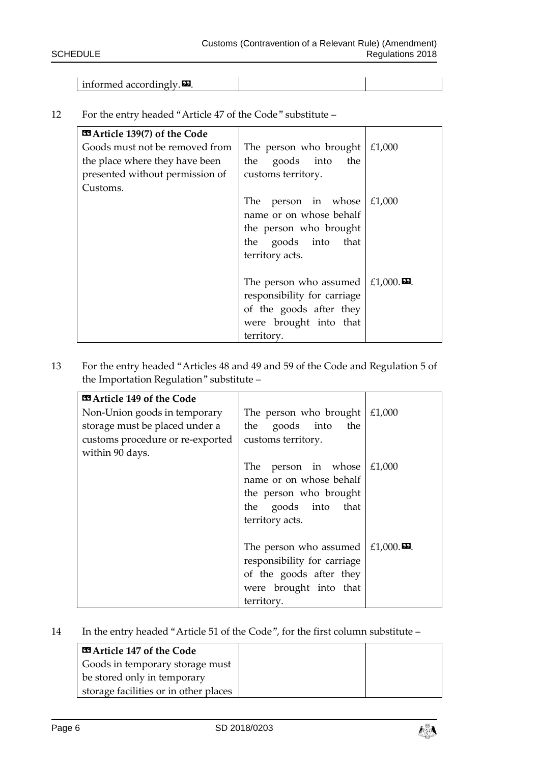| informed accordingly.». | | |
|---|---|---|

12 For the entry headed "Article 47 of the Code" substitute –

| «Article 139(7) of the Code Goods must not be removed from the place where they have been presented without permission of Customs. | The person who brought the goods into the customs territory. | £1,000 |
|---|---|---|
| | The person in whose name or on whose behalf the person who brought the goods into that territory acts. | £1,000 |
| | The person who assumed responsibility for carriage of the goods after they were brought into that territory. | £1,000.». |

13 For the entry headed "Articles 48 and 49 and 59 of the Code and Regulation 5 of the Importation Regulation" substitute –

| «Article 149 of the Code Non-Union goods in temporary storage must be placed under a customs procedure or re-exported within 90 days. | The person who brought the goods into the customs territory. | £1,000 |
|---|---|---|
| | The person in whose name or on whose behalf the person who brought the goods into that territory acts. | £1,000 |
| | The person who assumed responsibility for carriage of the goods after they were brought into that territory. | £1,000.». |

14 In the entry headed "Article 51 of the Code", for the first column substitute –

| «Article 147 of the Code Goods in temporary storage must be stored only in temporary storage facilities or in other places | | |
|---|---|---|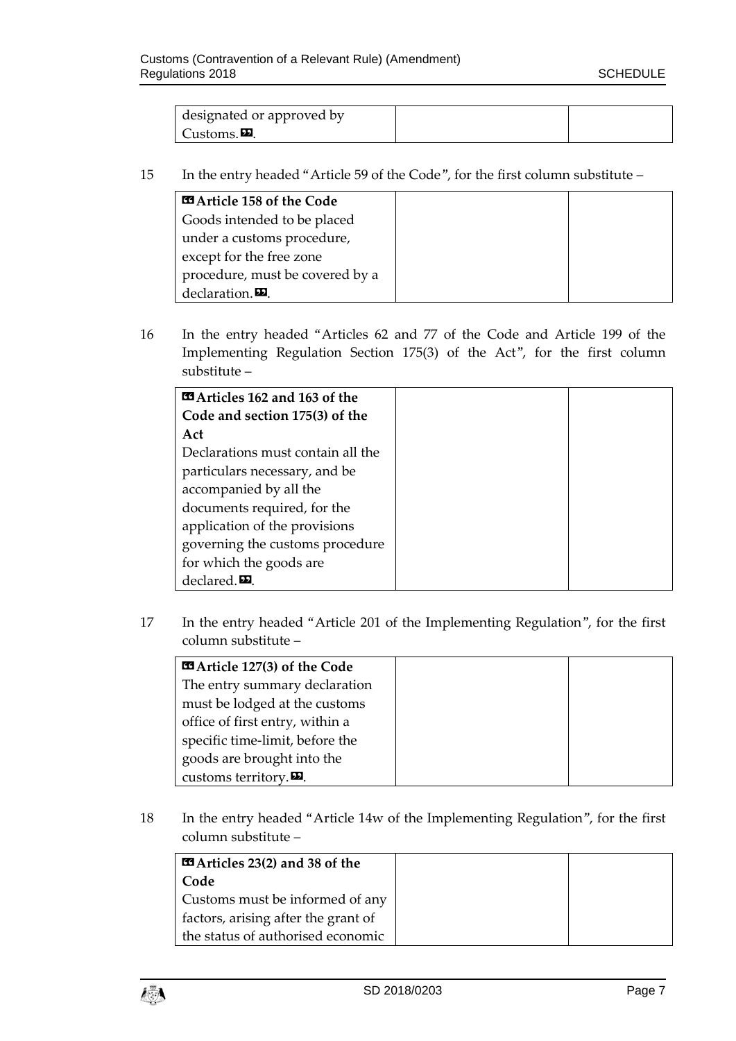| | | |
|---|---|---|
| designated or approved by Customs.». | | |

15 In the entry headed "Article 59 of the Code", for the first column substitute –

| | | |
|---|---|---|
| «**Article 158 of the Code**<br>Goods intended to be placed under a customs procedure, except for the free zone procedure, must be covered by a declaration.». | | |

16 In the entry headed "Articles 62 and 77 of the Code and Article 199 of the Implementing Regulation Section 175(3) of the Act", for the first column substitute –

| | | |
|---|---|---|
| «**Articles 162 and 163 of the Code and section 175(3) of the Act**<br>Declarations must contain all the particulars necessary, and be accompanied by all the documents required, for the application of the provisions governing the customs procedure for which the goods are declared.». | | |

17 In the entry headed "Article 201 of the Implementing Regulation", for the first column substitute –

| | | |
|---|---|---|
| «**Article 127(3) of the Code**<br>The entry summary declaration must be lodged at the customs office of first entry, within a specific time-limit, before the goods are brought into the customs territory.». | | |

18 In the entry headed "Article 14w of the Implementing Regulation", for the first column substitute –

| | | |
|---|---|---|
| «**Articles 23(2) and 38 of the Code**<br>Customs must be informed of any factors, arising after the grant of the status of authorised economic | | |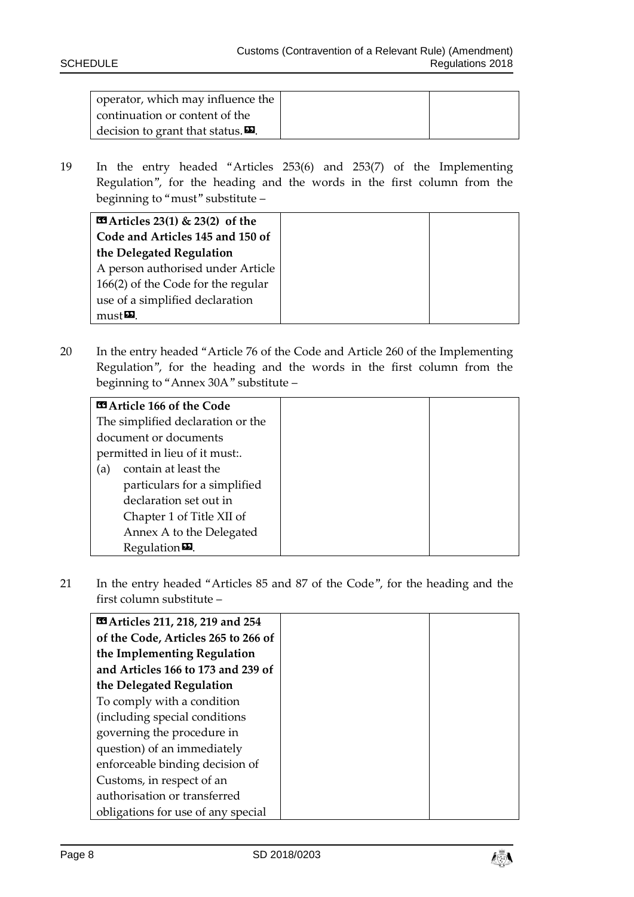| operator, which may influence the continuation or content of the decision to grant that status.». | | |
|---|---|---|

19 In the entry headed "Articles 253(6) and 253(7) of the Implementing Regulation", for the heading and the words in the first column from the beginning to "must" substitute –

| «**Articles 23(1) & 23(2) of the Code and Articles 145 and 150 of the Delegated Regulation** A person authorised under Article 166(2) of the Code for the regular use of a simplified declaration must». | | |
|---|---|---|

20 In the entry headed "Article 76 of the Code and Article 260 of the Implementing Regulation", for the heading and the words in the first column from the beginning to "Annex 30A" substitute –

| «**Article 166 of the Code** The simplified declaration or the document or documents permitted in lieu of it must:. (a) contain at least the particulars for a simplified declaration set out in Chapter 1 of Title XII of Annex A to the Delegated Regulation». | | |
|---|---|---|

21 In the entry headed "Articles 85 and 87 of the Code", for the heading and the first column substitute –

| «**Articles 211, 218, 219 and 254 of the Code, Articles 265 to 266 of the Implementing Regulation and Articles 166 to 173 and 239 of the Delegated Regulation** To comply with a condition (including special conditions governing the procedure in question) of an immediately enforceable binding decision of Customs, in respect of an authorisation or transferred obligations for use of any special | | |
|---|---|---|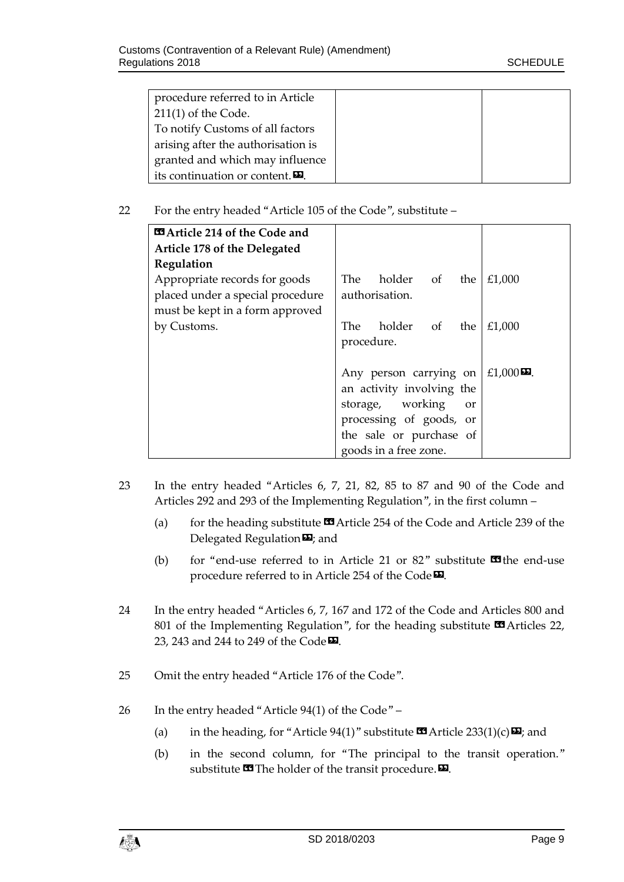| procedure referred to in Article 211(1) of the Code. To notify Customs of all factors arising after the authorisation is granted and which may influence its continuation or content.». | | |
|---|---|---|

22 For the entry headed "Article 105 of the Code", substitute –

| «**Article 214 of the Code and Article 178 of the Delegated Regulation** | | |
|---|---|---|
| Appropriate records for goods placed under a special procedure must be kept in a form approved by Customs. | The holder of the authorisation. | £1,000 |
| | The holder of the procedure. | £1,000 |
| | Any person carrying on an activity involving the storage, working or processing of goods, or the sale or purchase of goods in a free zone. | £1,000». |

23 In the entry headed "Articles 6, 7, 21, 82, 85 to 87 and 90 of the Code and Articles 292 and 293 of the Implementing Regulation", in the first column –

(a) for the heading substitute «Article 254 of the Code and Article 239 of the Delegated Regulation»; and

(b) for "end-use referred to in Article 21 or 82" substitute «the end-use procedure referred to in Article 254 of the Code».

24 In the entry headed "Articles 6, 7, 167 and 172 of the Code and Articles 800 and 801 of the Implementing Regulation", for the heading substitute «Articles 22, 23, 243 and 244 to 249 of the Code».

25 Omit the entry headed "Article 176 of the Code".

26 In the entry headed "Article 94(1) of the Code" –

(a) in the heading, for "Article 94(1)" substitute «Article 233(1)(c)»; and

(b) in the second column, for "The principal to the transit operation." substitute «The holder of the transit procedure.».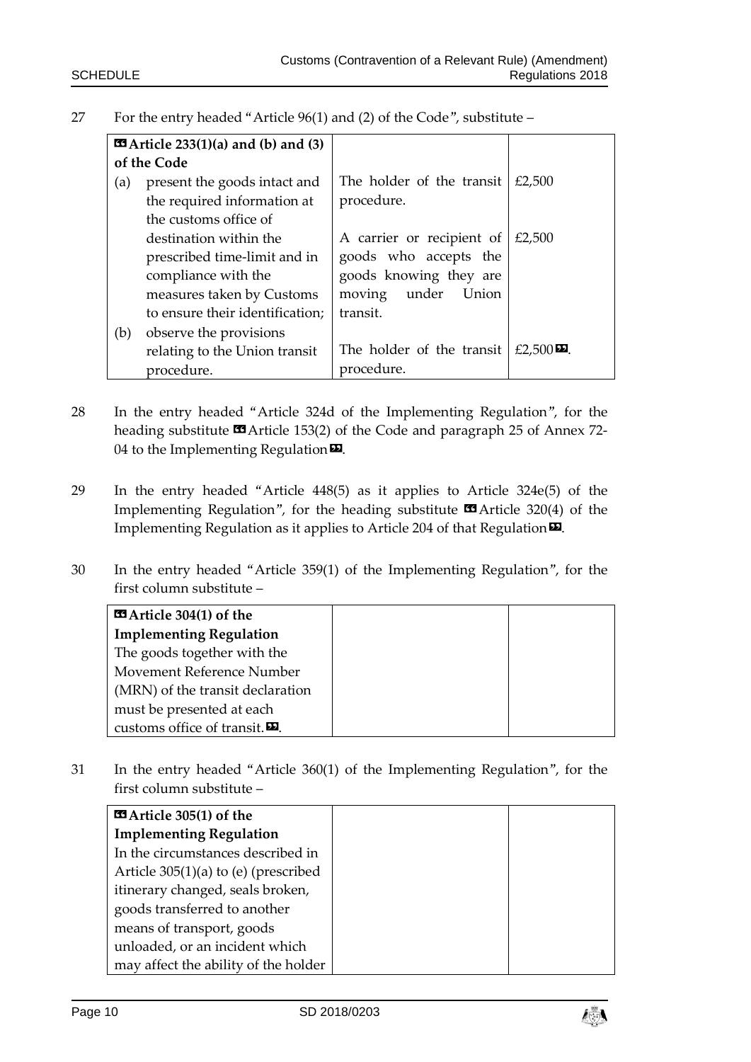27 For the entry headed "Article 96(1) and (2) of the Code", substitute –

| «Article 233(1)(a) and (b) and (3) of the Code | | |
|---|---|---|
| (a) present the goods intact and the required information at the customs office of destination within the prescribed time-limit and in compliance with the measures taken by Customs to ensure their identification; | The holder of the transit procedure. | £2,500 |
| | A carrier or recipient of goods who accepts the goods knowing they are moving under Union transit. | £2,500 |
| (b) observe the provisions relating to the Union transit procedure. | The holder of the transit procedure. | £2,500». |

28 In the entry headed "Article 324d of the Implementing Regulation", for the heading substitute «Article 153(2) of the Code and paragraph 25 of Annex 72-04 to the Implementing Regulation».

29 In the entry headed "Article 448(5) as it applies to Article 324e(5) of the Implementing Regulation", for the heading substitute «Article 320(4) of the Implementing Regulation as it applies to Article 204 of that Regulation».

30 In the entry headed "Article 359(1) of the Implementing Regulation", for the first column substitute –

| «**Article 304(1) of the Implementing Regulation** The goods together with the Movement Reference Number (MRN) of the transit declaration must be presented at each customs office of transit.». | | |
|---|---|---|

31 In the entry headed "Article 360(1) of the Implementing Regulation", for the first column substitute –

| «**Article 305(1) of the Implementing Regulation** In the circumstances described in Article 305(1)(a) to (e) (prescribed itinerary changed, seals broken, goods transferred to another means of transport, goods unloaded, or an incident which may affect the ability of the holder | | |
|---|---|---|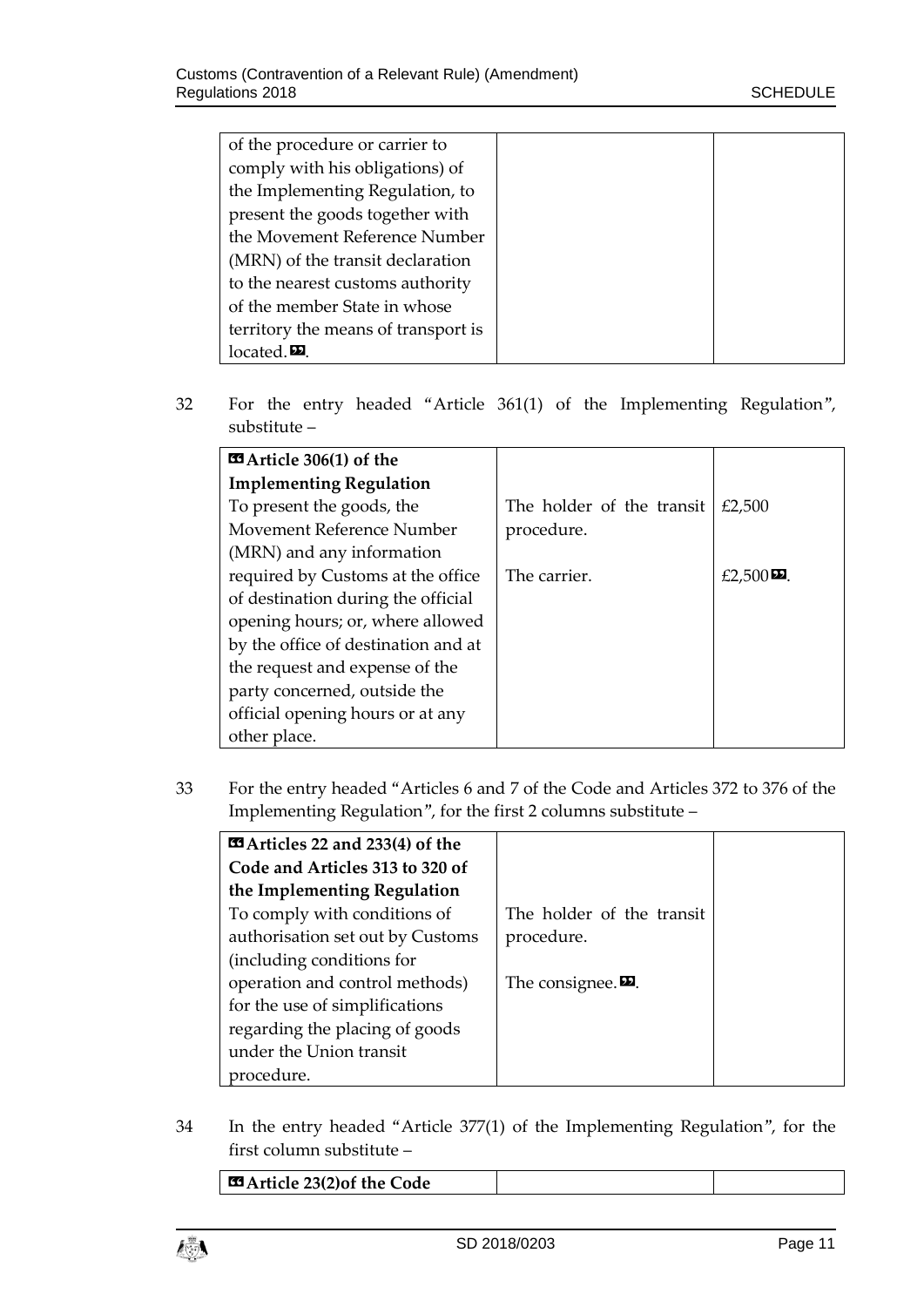| | | |
|---|---|---|
| of the procedure or carrier to comply with his obligations) of the Implementing Regulation, to present the goods together with the Movement Reference Number (MRN) of the transit declaration to the nearest customs authority of the member State in whose territory the means of transport is located.». | | |

32 For the entry headed "Article 361(1) of the Implementing Regulation", substitute –

| | | |
|---|---|---|
| «**Article 306(1) of the Implementing Regulation** | | |
| To present the goods, the Movement Reference Number (MRN) and any information required by Customs at the office of destination during the official opening hours; or, where allowed by the office of destination and at the request and expense of the party concerned, outside the official opening hours or at any other place. | The holder of the transit procedure.<br><br>The carrier. | £2,500<br><br>£2,500». |

33 For the entry headed "Articles 6 and 7 of the Code and Articles 372 to 376 of the Implementing Regulation", for the first 2 columns substitute –

| | | |
|---|---|---|
| «**Articles 22 and 233(4) of the Code and Articles 313 to 320 of the Implementing Regulation** | | |
| To comply with conditions of authorisation set out by Customs (including conditions for operation and control methods) for the use of simplifications regarding the placing of goods under the Union transit procedure. | The holder of the transit procedure.<br><br>The consignee.». | |

34 In the entry headed "Article 377(1) of the Implementing Regulation", for the first column substitute –

| | | |
|---|---|---|
| «**Article 23(2)of the Code** | | |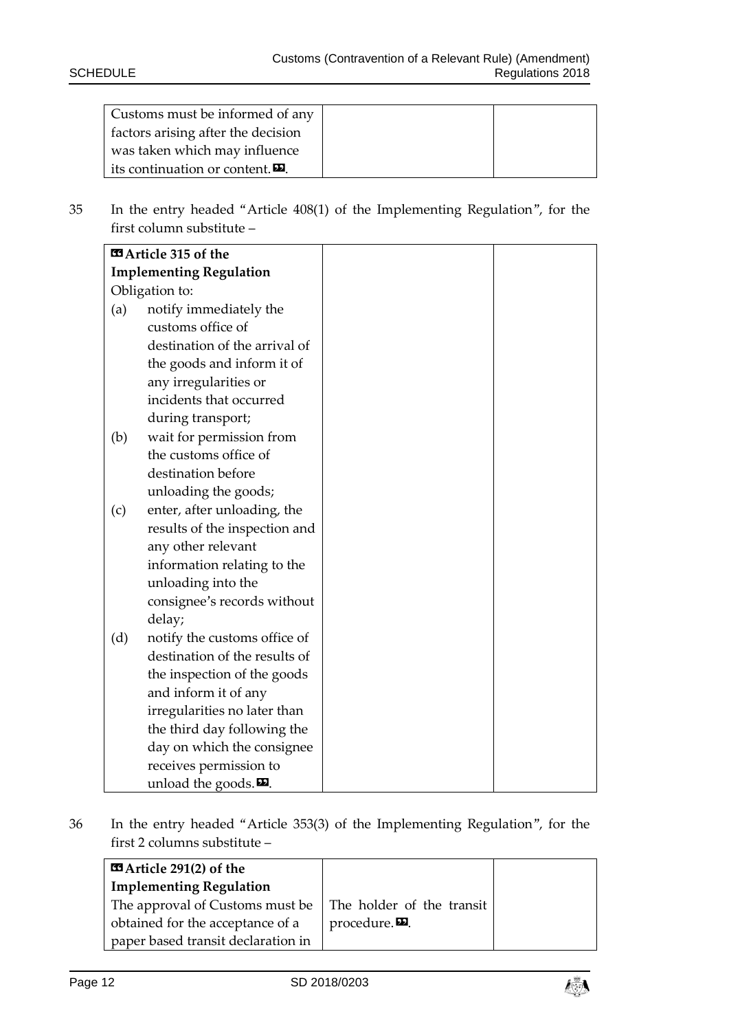| Customs must be informed of any factors arising after the decision was taken which may influence its continuation or content.». | | |
|---|---|---|

35 In the entry headed "Article 408(1) of the Implementing Regulation", for the first column substitute –

| «**Article 315 of the Implementing Regulation**<br>Obligation to:<br>(a) notify immediately the customs office of destination of the arrival of the goods and inform it of any irregularities or incidents that occurred during transport;<br>(b) wait for permission from the customs office of destination before unloading the goods;<br>(c) enter, after unloading, the results of the inspection and any other relevant information relating to the unloading into the consignee's records without delay;<br>(d) notify the customs office of destination of the results of the inspection of the goods and inform it of any irregularities no later than the third day following the day on which the consignee receives permission to unload the goods.». | | |
|---|---|---|

36 In the entry headed "Article 353(3) of the Implementing Regulation", for the first 2 columns substitute –

| «**Article 291(2) of the Implementing Regulation**<br>The approval of Customs must be obtained for the acceptance of a paper based transit declaration in | The holder of the transit procedure.». | |
|---|---|---|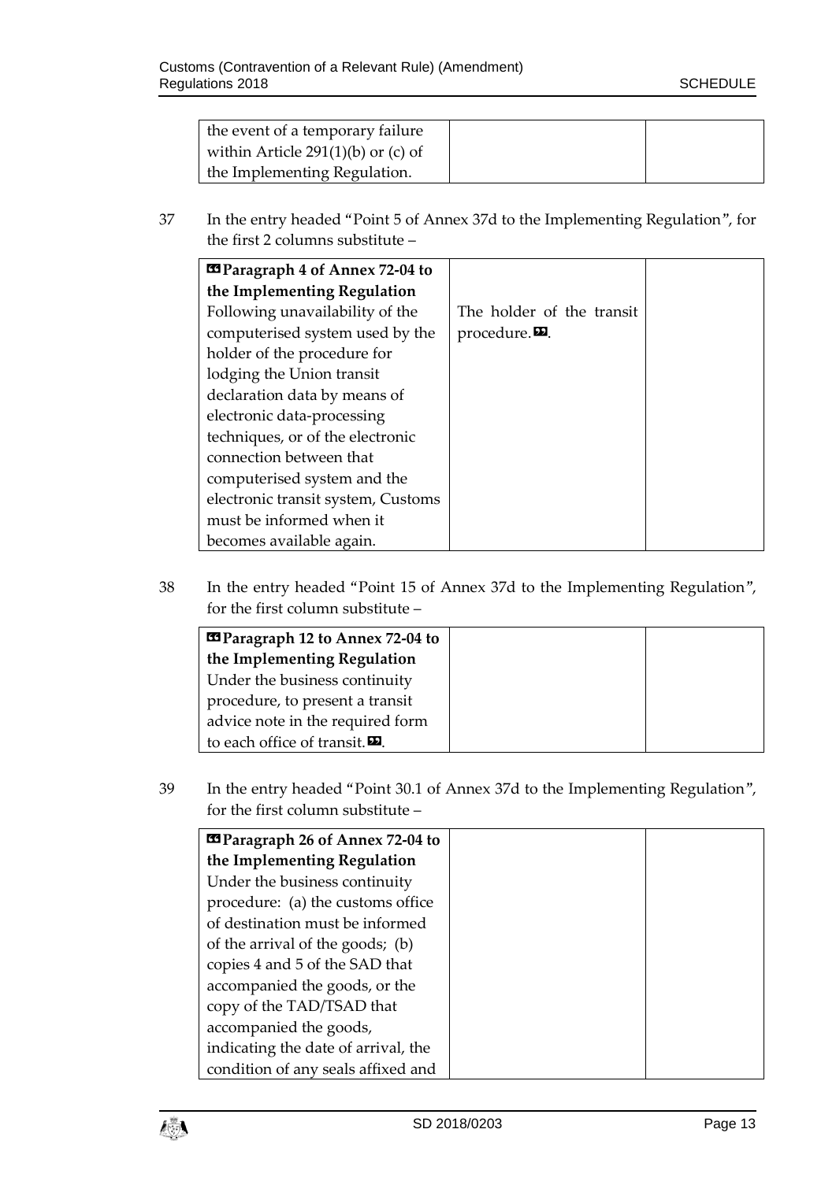| the event of a temporary failure within Article 291(1)(b) or (c) of the Implementing Regulation. | | |
|---|---|---|

37 In the entry headed "Point 5 of Annex 37d to the Implementing Regulation", for the first 2 columns substitute –

| « **Paragraph 4 of Annex 72-04 to the Implementing Regulation** Following unavailability of the computerised system used by the holder of the procedure for lodging the Union transit declaration data by means of electronic data-processing techniques, or of the electronic connection between that computerised system and the electronic transit system, Customs must be informed when it becomes available again. | The holder of the transit procedure. ». | |
|---|---|---|

38 In the entry headed "Point 15 of Annex 37d to the Implementing Regulation", for the first column substitute –

| « **Paragraph 12 to Annex 72-04 to the Implementing Regulation** Under the business continuity procedure, to present a transit advice note in the required form to each office of transit. ». | | |
|---|---|---|

39 In the entry headed "Point 30.1 of Annex 37d to the Implementing Regulation", for the first column substitute –

| « **Paragraph 26 of Annex 72-04 to the Implementing Regulation** Under the business continuity procedure: (a) the customs office of destination must be informed of the arrival of the goods; (b) copies 4 and 5 of the SAD that accompanied the goods, or the copy of the TAD/TSAD that accompanied the goods, indicating the date of arrival, the condition of any seals affixed and | | |
|---|---|---|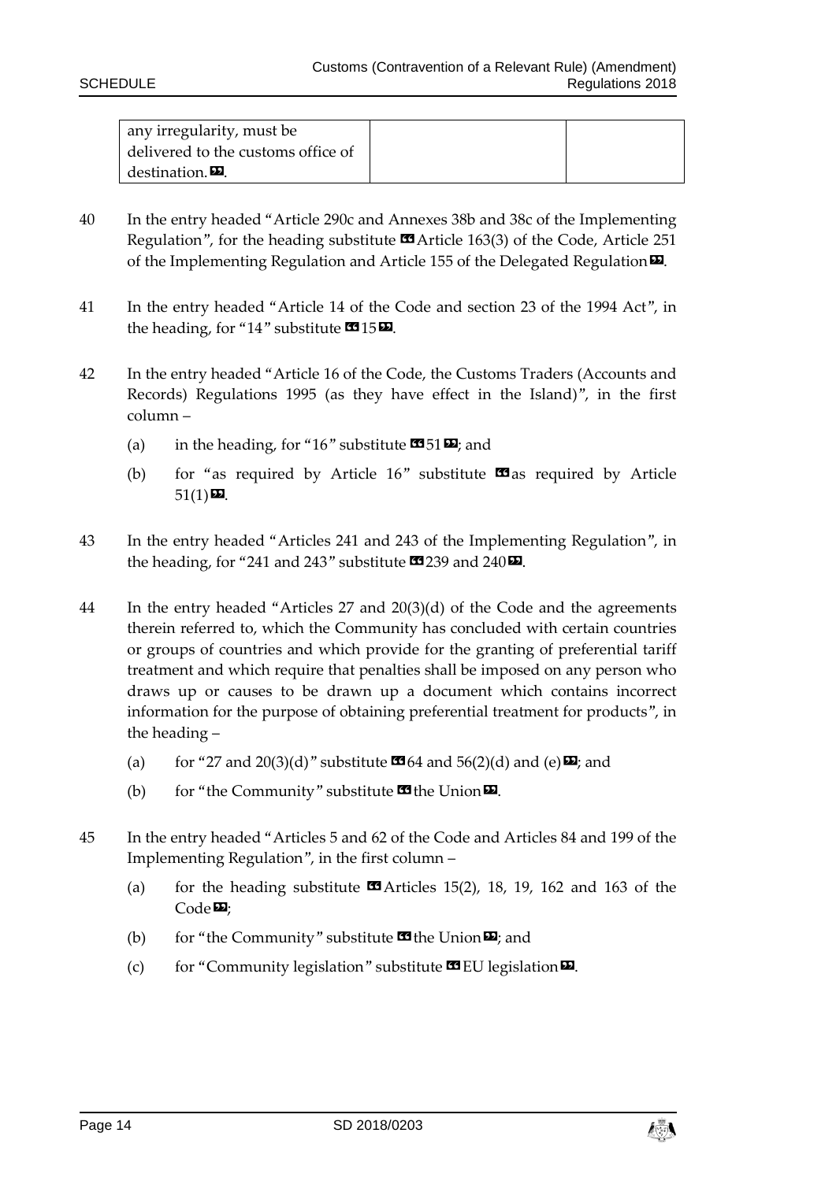| any irregularity, must be delivered to the customs office of destination.». | | |
|---|---|---|

40 In the entry headed "Article 290c and Annexes 38b and 38c of the Implementing Regulation", for the heading substitute «Article 163(3) of the Code, Article 251 of the Implementing Regulation and Article 155 of the Delegated Regulation».

41 In the entry headed "Article 14 of the Code and section 23 of the 1994 Act", in the heading, for "14" substitute «15».

42 In the entry headed "Article 16 of the Code, the Customs Traders (Accounts and Records) Regulations 1995 (as they have effect in the Island)", in the first column –

(a) in the heading, for "16" substitute «51»; and

(b) for "as required by Article 16" substitute «as required by Article 51(1)».

43 In the entry headed "Articles 241 and 243 of the Implementing Regulation", in the heading, for "241 and 243" substitute «239 and 240».

44 In the entry headed "Articles 27 and 20(3)(d) of the Code and the agreements therein referred to, which the Community has concluded with certain countries or groups of countries and which provide for the granting of preferential tariff treatment and which require that penalties shall be imposed on any person who draws up or causes to be drawn up a document which contains incorrect information for the purpose of obtaining preferential treatment for products", in the heading –

(a) for "27 and 20(3)(d)" substitute «64 and 56(2)(d) and (e)»; and

(b) for "the Community" substitute «the Union».

45 In the entry headed "Articles 5 and 62 of the Code and Articles 84 and 199 of the Implementing Regulation", in the first column –

(a) for the heading substitute «Articles 15(2), 18, 19, 162 and 163 of the Code»;

(b) for "the Community" substitute «the Union»; and

(c) for "Community legislation" substitute «EU legislation».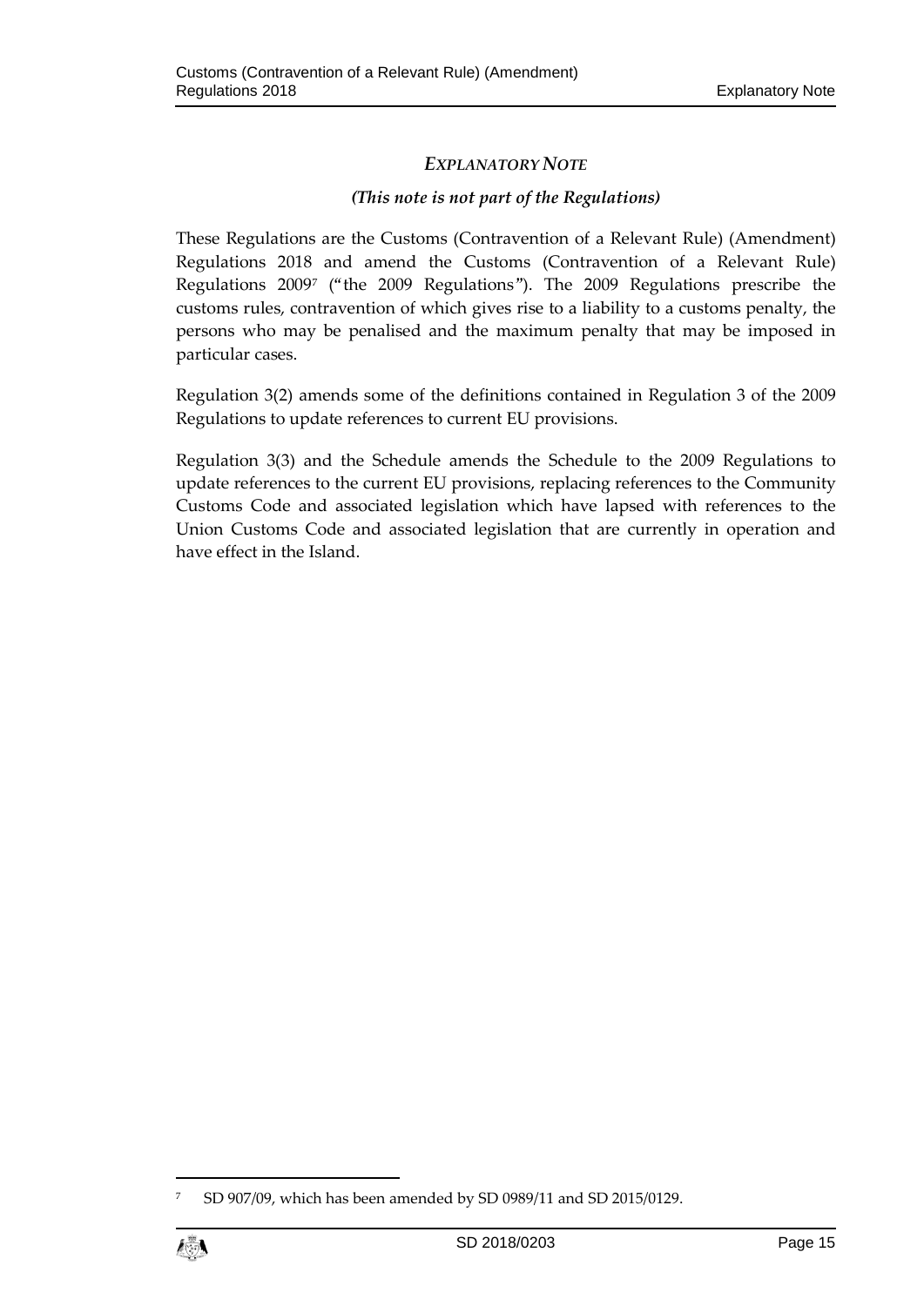## *EXPLANATORY NOTE*

***(This note is not part of the Regulations)***

These Regulations are the Customs (Contravention of a Relevant Rule) (Amendment) Regulations 2018 and amend the Customs (Contravention of a Relevant Rule) Regulations 2009[7] ("the 2009 Regulations"). The 2009 Regulations prescribe the customs rules, contravention of which gives rise to a liability to a customs penalty, the persons who may be penalised and the maximum penalty that may be imposed in particular cases.

Regulation 3(2) amends some of the definitions contained in Regulation 3 of the 2009 Regulations to update references to current EU provisions.

Regulation 3(3) and the Schedule amends the Schedule to the 2009 Regulations to update references to the current EU provisions, replacing references to the Community Customs Code and associated legislation which have lapsed with references to the Union Customs Code and associated legislation that are currently in operation and have effect in the Island.

---

[7] SD 907/09, which has been amended by SD 0989/11 and SD 2015/0129.